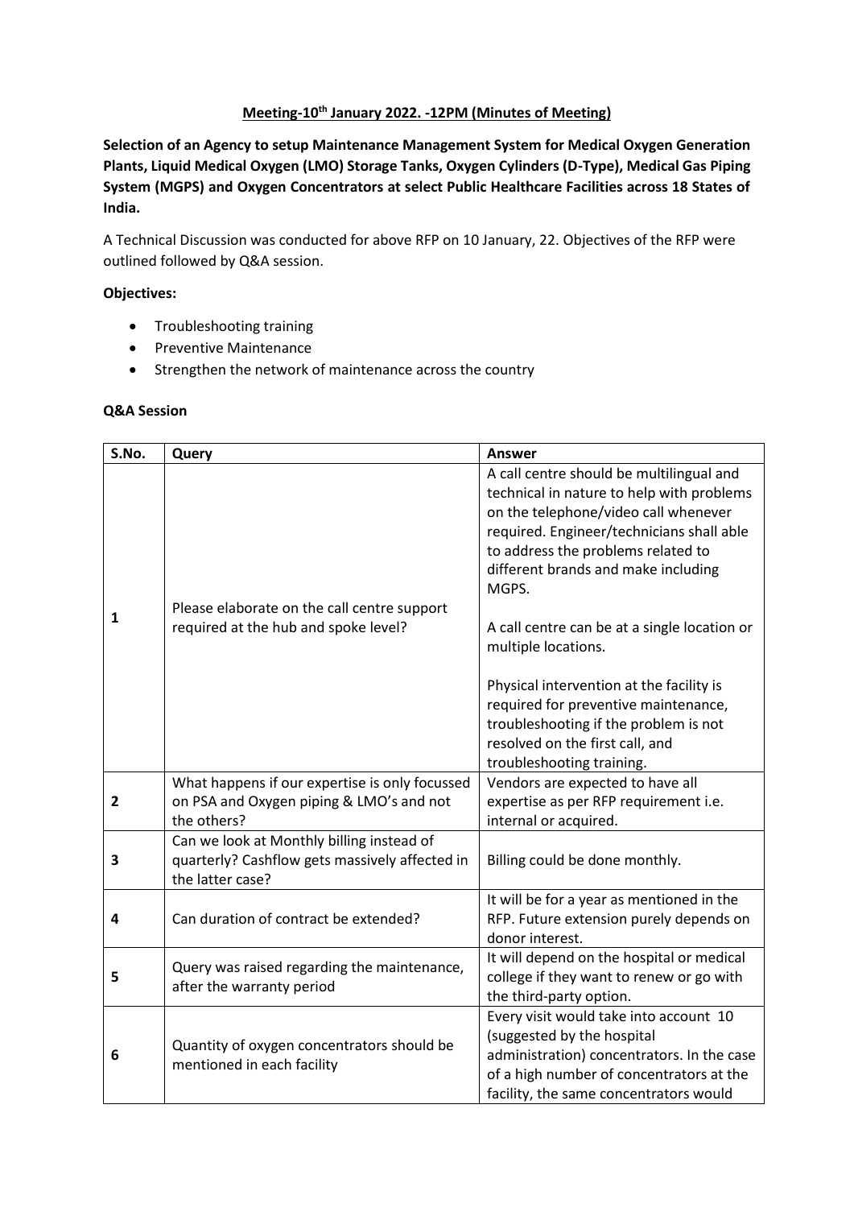**Meeting-10th January 2022. -12PM (Minutes of Meeting)**

**Selection of an Agency to setup Maintenance Management System for Medical Oxygen Generation Plants, Liquid Medical Oxygen (LMO) Storage Tanks, Oxygen Cylinders (D-Type), Medical Gas Piping System (MGPS) and Oxygen Concentrators at select Public Healthcare Facilities across 18 States of India.**

A Technical Discussion was conducted for above RFP on 10 January, 22. Objectives of the RFP were outlined followed by Q&A session.

**Objectives:**

- Troubleshooting training
- Preventive Maintenance
- Strengthen the network of maintenance across the country

**Q&A Session**

| S.No. | Query | Answer |
|---|---|---|
| 1 | Please elaborate on the call centre support required at the hub and spoke level? | A call centre should be multilingual and technical in nature to help with problems on the telephone/video call whenever required. Engineer/technicians shall able to address the problems related to different brands and make including MGPS.<br><br>A call centre can be at a single location or multiple locations.<br><br>Physical intervention at the facility is required for preventive maintenance, troubleshooting if the problem is not resolved on the first call, and troubleshooting training. |
| 2 | What happens if our expertise is only focussed on PSA and Oxygen piping & LMO's and not the others? | Vendors are expected to have all expertise as per RFP requirement i.e. internal or acquired. |
| 3 | Can we look at Monthly billing instead of quarterly? Cashflow gets massively affected in the latter case? | Billing could be done monthly. |
| 4 | Can duration of contract be extended? | It will be for a year as mentioned in the RFP. Future extension purely depends on donor interest. |
| 5 | Query was raised regarding the maintenance, after the warranty period | It will depend on the hospital or medical college if they want to renew or go with the third-party option. |
| 6 | Quantity of oxygen concentrators should be mentioned in each facility | Every visit would take into account 10 (suggested by the hospital administration) concentrators. In the case of a high number of concentrators at the facility, the same concentrators would |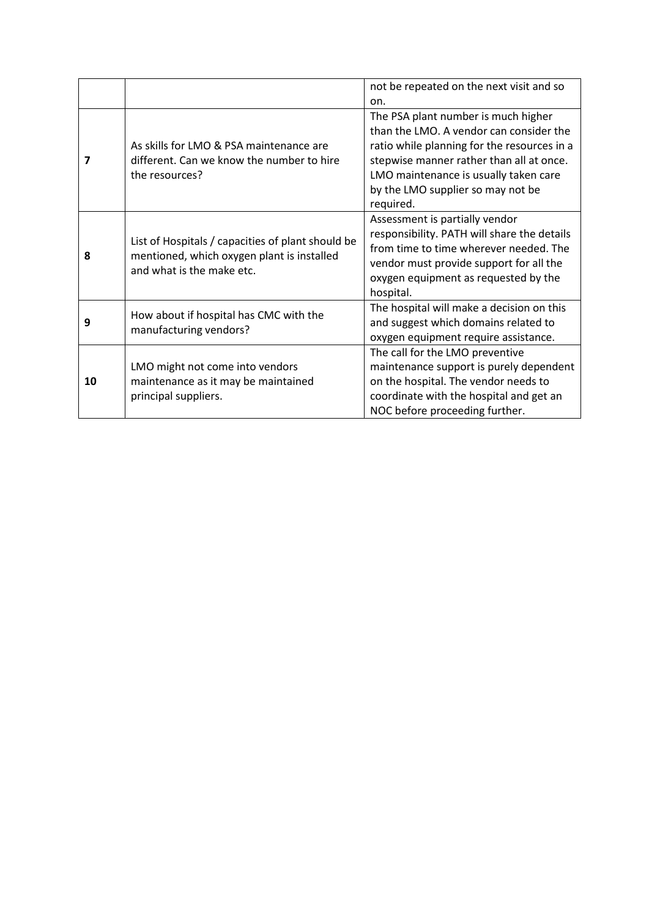| | | |
|---|---|---|
| | | not be repeated on the next visit and so on. |
| **7** | As skills for LMO & PSA maintenance are different. Can we know the number to hire the resources? | The PSA plant number is much higher than the LMO. A vendor can consider the ratio while planning for the resources in a stepwise manner rather than all at once. LMO maintenance is usually taken care by the LMO supplier so may not be required. |
| **8** | List of Hospitals / capacities of plant should be mentioned, which oxygen plant is installed and what is the make etc. | Assessment is partially vendor responsibility. PATH will share the details from time to time wherever needed. The vendor must provide support for all the oxygen equipment as requested by the hospital. |
| **9** | How about if hospital has CMC with the manufacturing vendors? | The hospital will make a decision on this and suggest which domains related to oxygen equipment require assistance. |
| **10** | LMO might not come into vendors maintenance as it may be maintained principal suppliers. | The call for the LMO preventive maintenance support is purely dependent on the hospital. The vendor needs to coordinate with the hospital and get an NOC before proceeding further. |